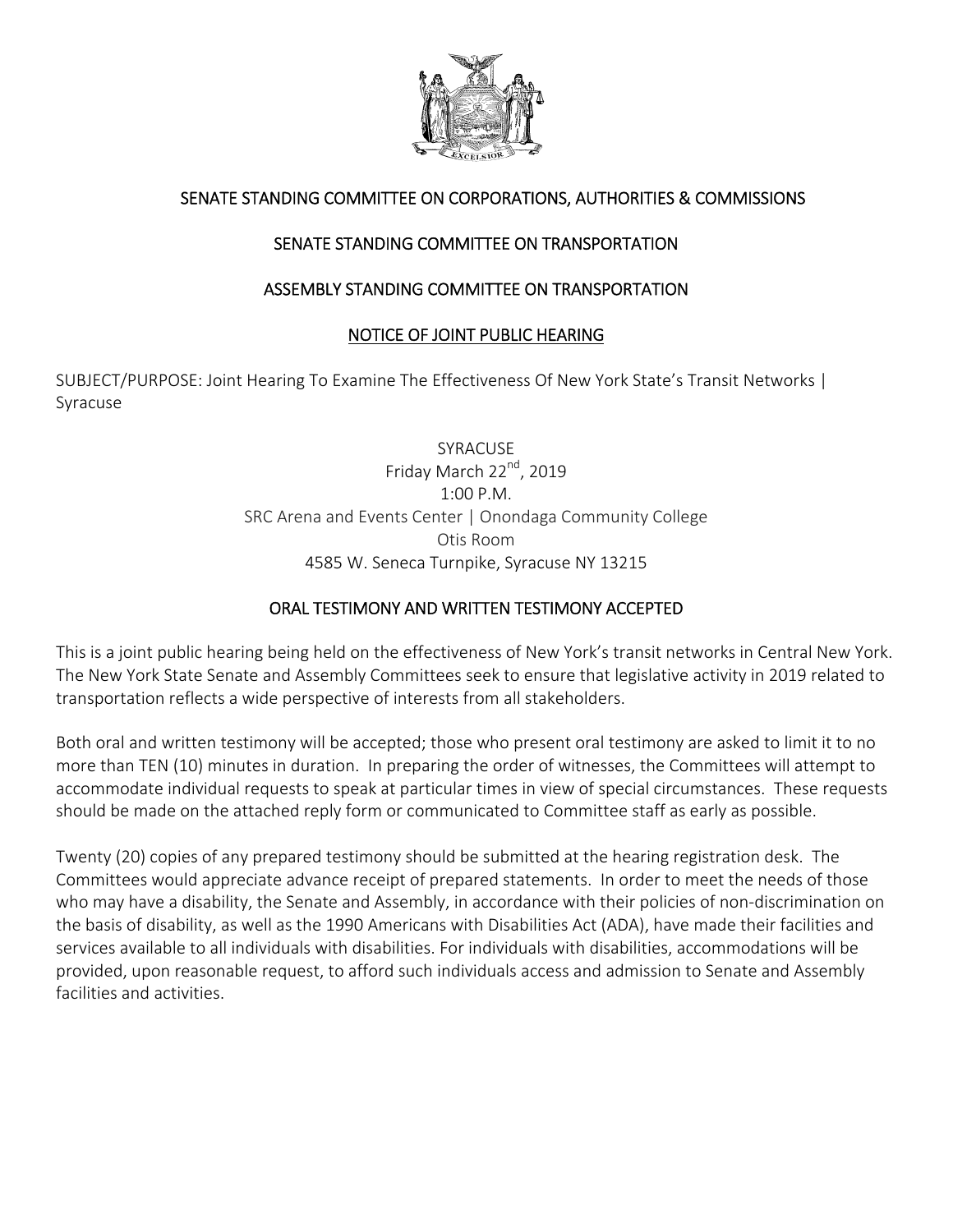## SENATE STANDING COMMITTEE ON CORPORATIONS, AUTHORITIES & COMMISSIONS

## SENATE STANDING COMMITTEE ON TRANSPORTATION

## ASSEMBLY STANDING COMMITTEE ON TRANSPORTATION

## NOTICE OF JOINT PUBLIC HEARING

SUBJECT/PURPOSE: Joint Hearing To Examine The Effectiveness Of New York State's Transit Networks | Syracuse

SYRACUSE
Friday March 22nd, 2019
1:00 P.M.
SRC Arena and Events Center | Onondaga Community College
Otis Room
4585 W. Seneca Turnpike, Syracuse NY 13215

### ORAL TESTIMONY AND WRITTEN TESTIMONY ACCEPTED

This is a joint public hearing being held on the effectiveness of New York's transit networks in Central New York. The New York State Senate and Assembly Committees seek to ensure that legislative activity in 2019 related to transportation reflects a wide perspective of interests from all stakeholders.

Both oral and written testimony will be accepted; those who present oral testimony are asked to limit it to no more than TEN (10) minutes in duration. In preparing the order of witnesses, the Committees will attempt to accommodate individual requests to speak at particular times in view of special circumstances. These requests should be made on the attached reply form or communicated to Committee staff as early as possible.

Twenty (20) copies of any prepared testimony should be submitted at the hearing registration desk. The Committees would appreciate advance receipt of prepared statements. In order to meet the needs of those who may have a disability, the Senate and Assembly, in accordance with their policies of non-discrimination on the basis of disability, as well as the 1990 Americans with Disabilities Act (ADA), have made their facilities and services available to all individuals with disabilities. For individuals with disabilities, accommodations will be provided, upon reasonable request, to afford such individuals access and admission to Senate and Assembly facilities and activities.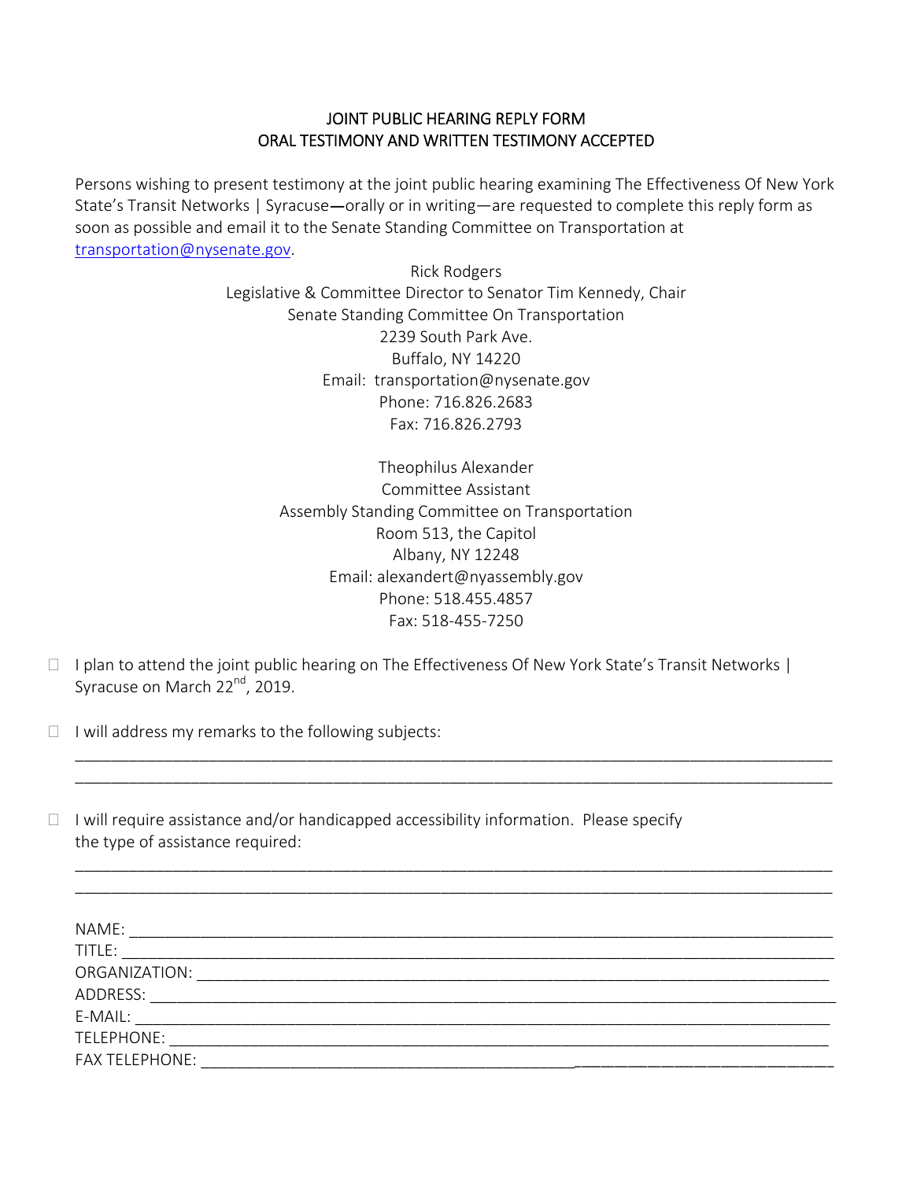**JOINT PUBLIC HEARING REPLY FORM**
**ORAL TESTIMONY AND WRITTEN TESTIMONY ACCEPTED**

Persons wishing to present testimony at the joint public hearing examining The Effectiveness Of New York State's Transit Networks | Syracuse—orally or in writing—are requested to complete this reply form as soon as possible and email it to the Senate Standing Committee on Transportation at transportation@nysenate.gov.

Rick Rodgers
Legislative & Committee Director to Senator Tim Kennedy, Chair
Senate Standing Committee On Transportation
2239 South Park Ave.
Buffalo, NY 14220
Email: transportation@nysenate.gov
Phone: 716.826.2683
Fax: 716.826.2793

Theophilus Alexander
Committee Assistant
Assembly Standing Committee on Transportation
Room 513, the Capitol
Albany, NY 12248
Email: alexandert@nyassembly.gov
Phone: 518.455.4857
Fax: 518-455-7250

- ☐ I plan to attend the joint public hearing on The Effectiveness Of New York State's Transit Networks | Syracuse on March 22nd, 2019.

- ☐ I will address my remarks to the following subjects:

\_\_\_\_\_\_\_\_\_\_\_\_\_\_\_\_\_\_\_\_\_\_\_\_\_\_\_\_\_\_\_\_\_\_\_\_\_\_\_\_\_\_\_\_\_\_\_\_\_\_\_\_\_\_\_\_\_\_\_\_\_\_\_\_\_\_\_\_\_\_\_\_\_\_\_\_\_\_
\_\_\_\_\_\_\_\_\_\_\_\_\_\_\_\_\_\_\_\_\_\_\_\_\_\_\_\_\_\_\_\_\_\_\_\_\_\_\_\_\_\_\_\_\_\_\_\_\_\_\_\_\_\_\_\_\_\_\_\_\_\_\_\_\_\_\_\_\_\_\_\_\_\_\_\_\_\_

- ☐ I will require assistance and/or handicapped accessibility information. Please specify the type of assistance required:

\_\_\_\_\_\_\_\_\_\_\_\_\_\_\_\_\_\_\_\_\_\_\_\_\_\_\_\_\_\_\_\_\_\_\_\_\_\_\_\_\_\_\_\_\_\_\_\_\_\_\_\_\_\_\_\_\_\_\_\_\_\_\_\_\_\_\_\_\_\_\_\_\_\_\_\_\_\_
\_\_\_\_\_\_\_\_\_\_\_\_\_\_\_\_\_\_\_\_\_\_\_\_\_\_\_\_\_\_\_\_\_\_\_\_\_\_\_\_\_\_\_\_\_\_\_\_\_\_\_\_\_\_\_\_\_\_\_\_\_\_\_\_\_\_\_\_\_\_\_\_\_\_\_\_\_\_

NAME: \_\_\_\_\_\_\_\_\_\_\_\_\_\_\_\_\_\_\_\_\_\_\_\_\_\_\_\_\_\_\_\_\_\_\_\_\_\_\_\_\_\_\_\_\_\_\_\_\_\_\_\_\_\_\_\_\_\_\_\_\_\_\_\_\_\_\_\_\_\_
TITLE: \_\_\_\_\_\_\_\_\_\_\_\_\_\_\_\_\_\_\_\_\_\_\_\_\_\_\_\_\_\_\_\_\_\_\_\_\_\_\_\_\_\_\_\_\_\_\_\_\_\_\_\_\_\_\_\_\_\_\_\_\_\_\_\_\_\_\_\_\_\_\_
ORGANIZATION: \_\_\_\_\_\_\_\_\_\_\_\_\_\_\_\_\_\_\_\_\_\_\_\_\_\_\_\_\_\_\_\_\_\_\_\_\_\_\_\_\_\_\_\_\_\_\_\_\_\_\_\_\_\_\_\_\_\_\_\_\_\_\_\_
ADDRESS: \_\_\_\_\_\_\_\_\_\_\_\_\_\_\_\_\_\_\_\_\_\_\_\_\_\_\_\_\_\_\_\_\_\_\_\_\_\_\_\_\_\_\_\_\_\_\_\_\_\_\_\_\_\_\_\_\_\_\_\_\_\_\_\_\_\_\_\_\_
E-MAIL: \_\_\_\_\_\_\_\_\_\_\_\_\_\_\_\_\_\_\_\_\_\_\_\_\_\_\_\_\_\_\_\_\_\_\_\_\_\_\_\_\_\_\_\_\_\_\_\_\_\_\_\_\_\_\_\_\_\_\_\_\_\_\_\_\_\_\_\_\_\_
TELEPHONE: \_\_\_\_\_\_\_\_\_\_\_\_\_\_\_\_\_\_\_\_\_\_\_\_\_\_\_\_\_\_\_\_\_\_\_\_\_\_\_\_\_\_\_\_\_\_\_\_\_\_\_\_\_\_\_\_\_\_\_\_\_\_\_\_\_\_\_
FAX TELEPHONE: \_\_\_\_\_\_\_\_\_\_\_\_\_\_\_\_\_\_\_\_\_\_\_\_\_\_\_\_\_\_\_\_\_\_\_\_\_\_\_\_\_\_\_\_\_\_\_\_\_\_\_\_\_\_\_\_\_\_\_\_\_\_\_